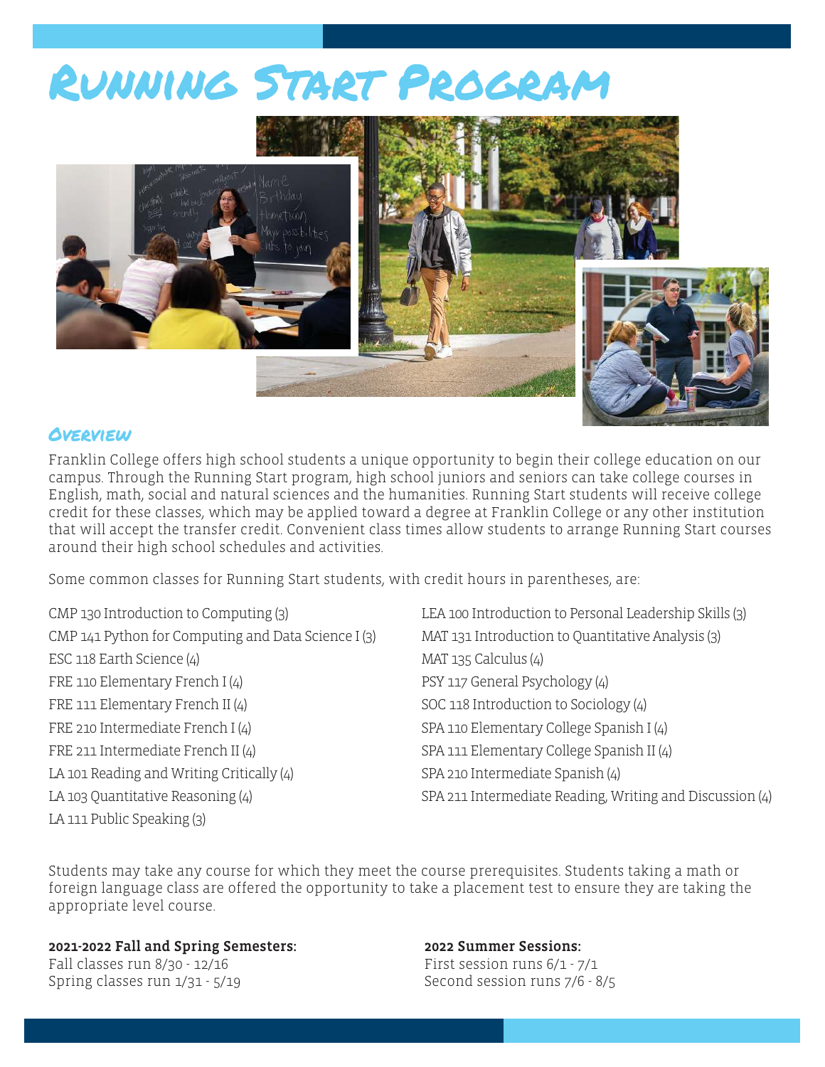# Running Start Program

## Overview

Franklin College offers high school students a unique opportunity to begin their college education on our campus. Through the Running Start program, high school juniors and seniors can take college courses in English, math, social and natural sciences and the humanities. Running Start students will receive college credit for these classes, which may be applied toward a degree at Franklin College or any other institution that will accept the transfer credit. Convenient class times allow students to arrange Running Start courses around their high school schedules and activities.

Some common classes for Running Start students, with credit hours in parentheses, are:

- CMP 130 Introduction to Computing (3)
- CMP 141 Python for Computing and Data Science I (3)
- ESC 118 Earth Science (4)
- FRE 110 Elementary French I (4)
- FRE 111 Elementary French II (4)
- FRE 210 Intermediate French I (4)
- FRE 211 Intermediate French II (4)
- LA 101 Reading and Writing Critically (4)
- LA 103 Quantitative Reasoning (4)
- LA 111 Public Speaking (3)
- LEA 100 Introduction to Personal Leadership Skills (3)
- MAT 131 Introduction to Quantitative Analysis (3)
- MAT 135 Calculus (4)
- PSY 117 General Psychology (4)
- SOC 118 Introduction to Sociology (4)
- SPA 110 Elementary College Spanish I (4)
- SPA 111 Elementary College Spanish II (4)
- SPA 210 Intermediate Spanish (4)
- SPA 211 Intermediate Reading, Writing and Discussion (4)

Students may take any course for which they meet the course prerequisites. Students taking a math or foreign language class are offered the opportunity to take a placement test to ensure they are taking the appropriate level course.

**2021-2022 Fall and Spring Semesters:**
Fall classes run 8/30 - 12/16
Spring classes run 1/31 - 5/19

**2022 Summer Sessions:**
First session runs 6/1 - 7/1
Second session runs 7/6 - 8/5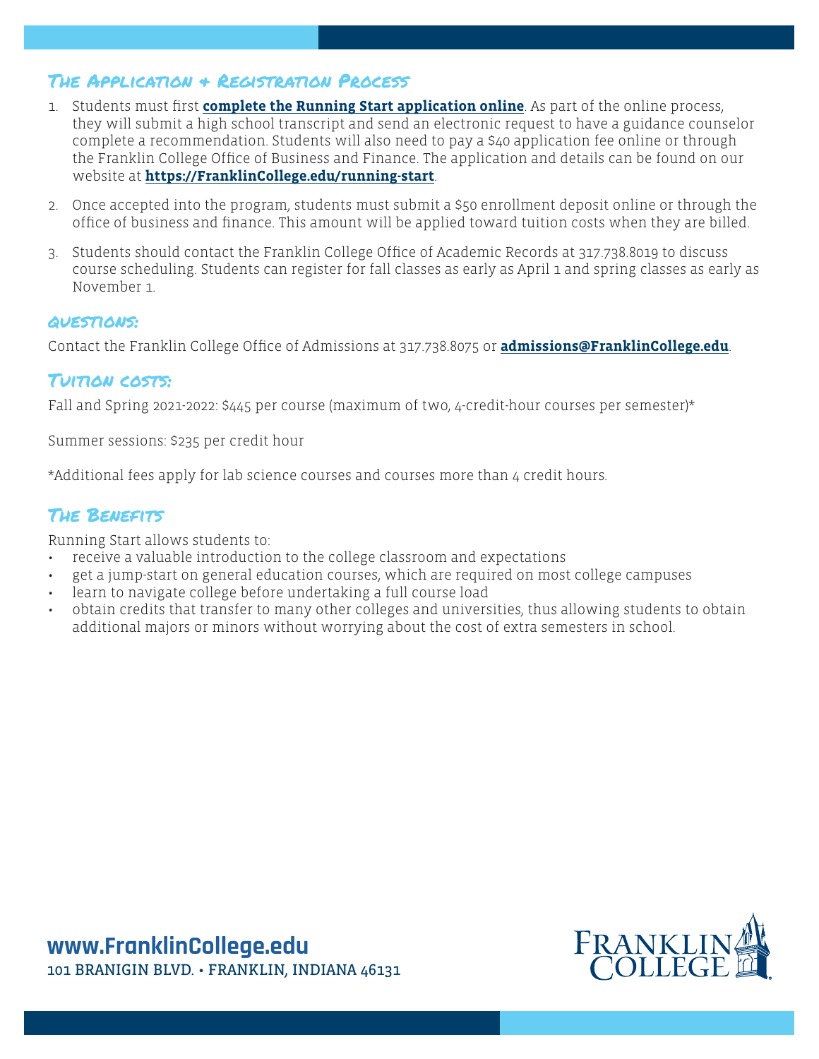## The Application & Registration Process

1. Students must first **complete the Running Start application online**. As part of the online process, they will submit a high school transcript and send an electronic request to have a guidance counselor complete a recommendation. Students will also need to pay a $40 application fee online or through the Franklin College Office of Business and Finance. The application and details can be found on our website at **https://FranklinCollege.edu/running-start**.
2. Once accepted into the program, students must submit a $50 enrollment deposit online or through the office of business and finance. This amount will be applied toward tuition costs when they are billed.
3. Students should contact the Franklin College Office of Academic Records at 317.738.8019 to discuss course scheduling. Students can register for fall classes as early as April 1 and spring classes as early as November 1.

## Questions:

Contact the Franklin College Office of Admissions at 317.738.8075 or **admissions@FranklinCollege.edu**.

## Tuition costs:

Fall and Spring 2021-2022: $445 per course (maximum of two, 4-credit-hour courses per semester)*

Summer sessions: $235 per credit hour

*Additional fees apply for lab science courses and courses more than 4 credit hours.

## The Benefits

Running Start allows students to:

- receive a valuable introduction to the college classroom and expectations
- get a jump-start on general education courses, which are required on most college campuses
- learn to navigate college before undertaking a full course load
- obtain credits that transfer to many other colleges and universities, thus allowing students to obtain additional majors or minors without worrying about the cost of extra semesters in school.

**www.FranklinCollege.edu**

101 BRANIGIN BLVD. • FRANKLIN, INDIANA 46131

FRANKLIN COLLEGE